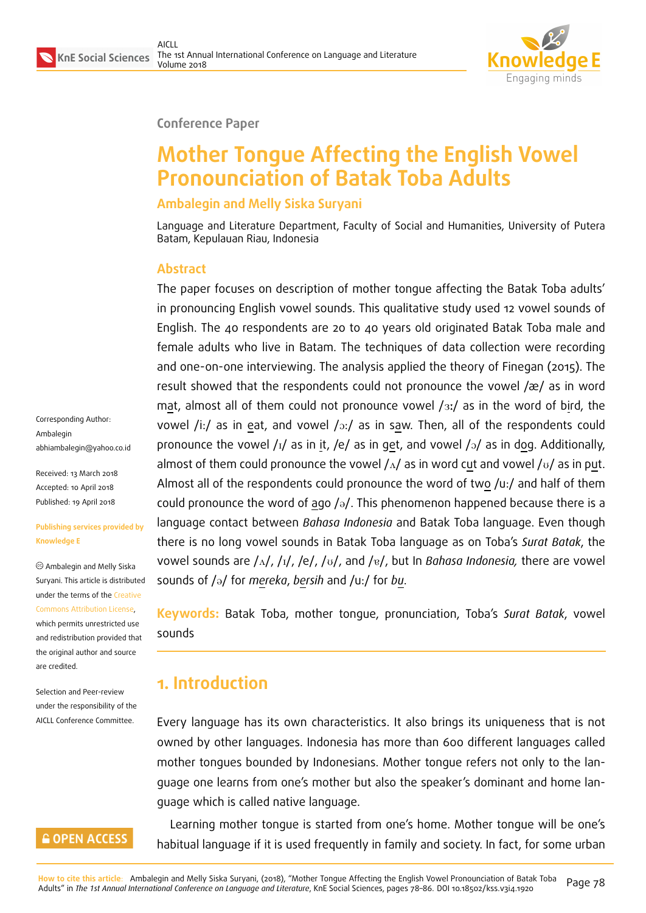Conference Paper

# Mother Tongue Affecting the English Vowel Pronounciation of Batak Toba Adults

**Ambalegin and Melly Siska Suryani**

Language and Literature Department, Faculty of Social and Humanities, University of Putera Batam, Kepulauan Riau, Indonesia

## Abstract

The paper focuses on description of mother tongue affecting the Batak Toba adults' in pronouncing English vowel sounds. This qualitative study used 12 vowel sounds of English. The 40 respondents are 20 to 40 years old originated Batak Toba male and female adults who live in Batam. The techniques of data collection were recording and one-on-one interviewing. The analysis applied the theory of Finegan (2015). The result showed that the respondents could not pronounce the vowel /æ/ as in word mat, almost all of them could not pronounce vowel /ɜ:/ as in the word of bird, the vowel /i:/ as in eat, and vowel /ɔ:/ as in saw. Then, all of the respondents could pronounce the vowel /ɪ/ as in it, /e/ as in get, and vowel /ɔ/ as in dog. Additionally, almost of them could pronounce the vowel /ʌ/ as in word cut and vowel /ʊ/ as in put. Almost all of the respondents could pronounce the word of two /u:/ and half of them could pronounce the word of ago /ə/. This phenomenon happened because there is a language contact between *Bahasa Indonesia* and Batak Toba language. Even though there is no long vowel sounds in Batak Toba language as on Toba's *Surat Batak*, the vowel sounds are /ʌ/, /ɪ/, /e/, /ʊ/, and /ɐ/, but In *Bahasa Indonesia,* there are vowel sounds of /ə/ for *mereka*, *bersih* and /u:/ for *bu*.

**Keywords:** Batak Toba, mother tongue, pronunciation, Toba's *Surat Batak*, vowel sounds

Corresponding Author:
Ambalegin
abhiambalegin@yahoo.co.id

Received: 13 March 2018
Accepted: 10 April 2018
Published: 19 April 2018

**Publishing services provided by Knowledge E**

© Ambalegin and Melly Siska Suryani. This article is distributed under the terms of the Creative Commons Attribution License, which permits unrestricted use and redistribution provided that the original author and source are credited.

Selection and Peer-review under the responsibility of the AICLL Conference Committee.

## 1. Introduction

Every language has its own characteristics. It also brings its uniqueness that is not owned by other languages. Indonesia has more than 600 different languages called mother tongues bounded by Indonesians. Mother tongue refers not only to the language one learns from one's mother but also the speaker's dominant and home language which is called native language.

Learning mother tongue is started from one's home. Mother tongue will be one's habitual language if it is used frequently in family and society. In fact, for some urban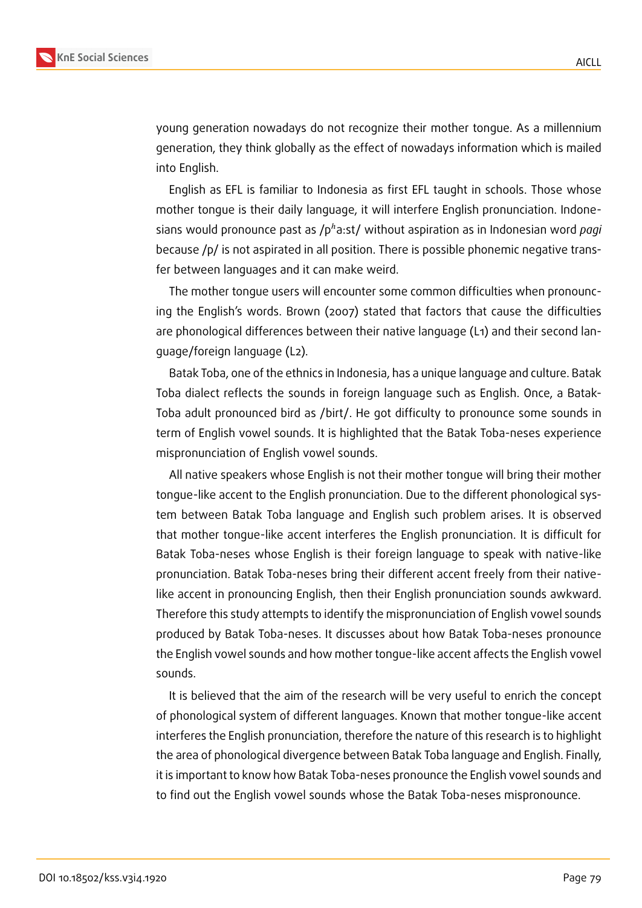young generation nowadays do not recognize their mother tongue. As a millennium generation, they think globally as the effect of nowadays information which is mailed into English.

English as EFL is familiar to Indonesia as first EFL taught in schools. Those whose mother tongue is their daily language, it will interfere English pronunciation. Indonesians would pronounce past as /pʰa:st/ without aspiration as in Indonesian word *pagi* because /p/ is not aspirated in all position. There is possible phonemic negative transfer between languages and it can make weird.

The mother tongue users will encounter some common difficulties when pronouncing the English's words. Brown (2007) stated that factors that cause the difficulties are phonological differences between their native language (L1) and their second language/foreign language (L2).

Batak Toba, one of the ethnics in Indonesia, has a unique language and culture. Batak Toba dialect reflects the sounds in foreign language such as English. Once, a Batak-Toba adult pronounced bird as /birt/. He got difficulty to pronounce some sounds in term of English vowel sounds. It is highlighted that the Batak Toba-neses experience mispronunciation of English vowel sounds.

All native speakers whose English is not their mother tongue will bring their mother tongue-like accent to the English pronunciation. Due to the different phonological system between Batak Toba language and English such problem arises. It is observed that mother tongue-like accent interferes the English pronunciation. It is difficult for Batak Toba-neses whose English is their foreign language to speak with native-like pronunciation. Batak Toba-neses bring their different accent freely from their native-like accent in pronouncing English, then their English pronunciation sounds awkward. Therefore this study attempts to identify the mispronunciation of English vowel sounds produced by Batak Toba-neses. It discusses about how Batak Toba-neses pronounce the English vowel sounds and how mother tongue-like accent affects the English vowel sounds.

It is believed that the aim of the research will be very useful to enrich the concept of phonological system of different languages. Known that mother tongue-like accent interferes the English pronunciation, therefore the nature of this research is to highlight the area of phonological divergence between Batak Toba language and English. Finally, it is important to know how Batak Toba-neses pronounce the English vowel sounds and to find out the English vowel sounds whose the Batak Toba-neses mispronounce.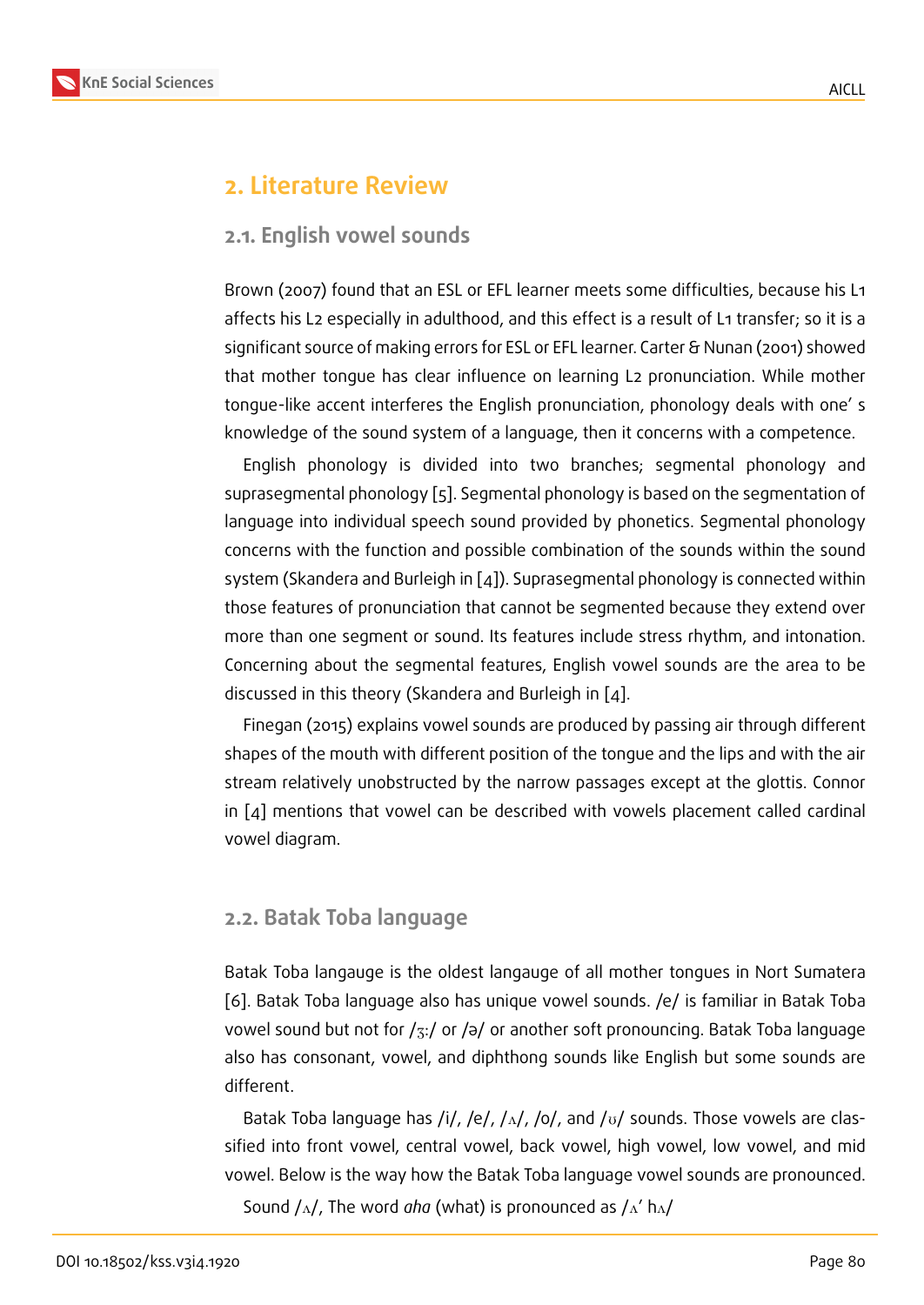## 2. Literature Review

### 2.1. English vowel sounds

Brown (2007) found that an ESL or EFL learner meets some difficulties, because his L1 affects his L2 especially in adulthood, and this effect is a result of L1 transfer; so it is a significant source of making errors for ESL or EFL learner. Carter & Nunan (2001) showed that mother tongue has clear influence on learning L2 pronunciation. While mother tongue-like accent interferes the English pronunciation, phonology deals with one' s knowledge of the sound system of a language, then it concerns with a competence.

English phonology is divided into two branches; segmental phonology and suprasegmental phonology [5]. Segmental phonology is based on the segmentation of language into individual speech sound provided by phonetics. Segmental phonology concerns with the function and possible combination of the sounds within the sound system (Skandera and Burleigh in [4]). Suprasegmental phonology is connected within those features of pronunciation that cannot be segmented because they extend over more than one segment or sound. Its features include stress rhythm, and intonation. Concerning about the segmental features, English vowel sounds are the area to be discussed in this theory (Skandera and Burleigh in [4].

Finegan (2015) explains vowel sounds are produced by passing air through different shapes of the mouth with different position of the tongue and the lips and with the air stream relatively unobstructed by the narrow passages except at the glottis. Connor in [4] mentions that vowel can be described with vowels placement called cardinal vowel diagram.

### 2.2. Batak Toba language

Batak Toba langauge is the oldest langauge of all mother tongues in Nort Sumatera [6]. Batak Toba language also has unique vowel sounds. /e/ is familiar in Batak Toba vowel sound but not for /ɜ:/ or /ə/ or another soft pronouncing. Batak Toba language also has consonant, vowel, and diphthong sounds like English but some sounds are different.

Batak Toba language has /i/, /e/, /ʌ/, /o/, and /ʊ/ sounds. Those vowels are classified into front vowel, central vowel, back vowel, high vowel, low vowel, and mid vowel. Below is the way how the Batak Toba language vowel sounds are pronounced.

Sound /ʌ/, The word *aha* (what) is pronounced as /ʌ' hʌ/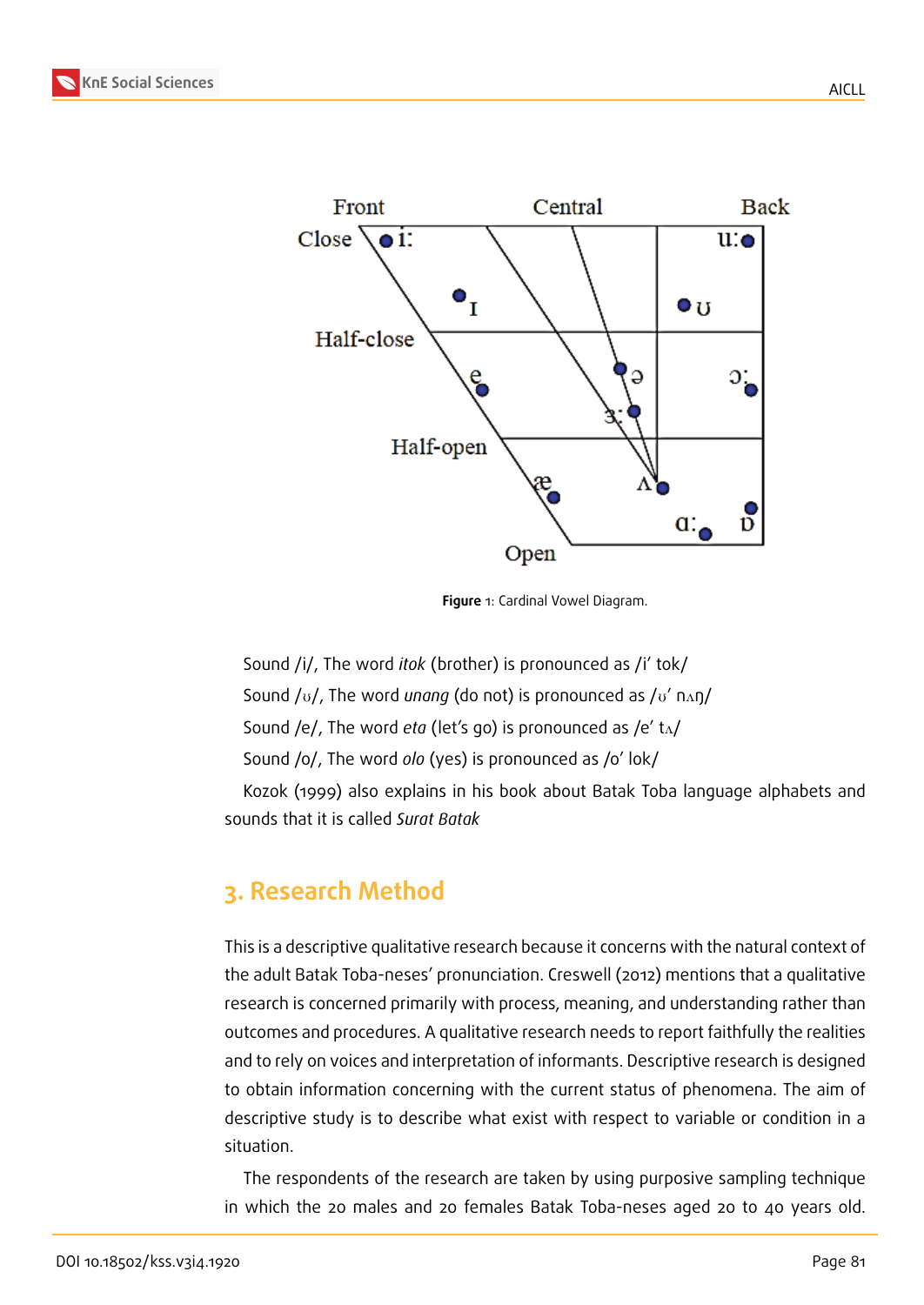Figure 1: Cardinal Vowel Diagram.

Sound /i/, The word *itok* (brother) is pronounced as /i' tok/

Sound /ʊ/, The word *unang* (do not) is pronounced as /ʊ' nʌŋ/

Sound /e/, The word *eta* (let's go) is pronounced as /e' tʌ/

Sound /o/, The word *olo* (yes) is pronounced as /o' lok/

Kozok (1999) also explains in his book about Batak Toba language alphabets and sounds that it is called *Surat Batak*

## 3. Research Method

This is a descriptive qualitative research because it concerns with the natural context of the adult Batak Toba-neses' pronunciation. Creswell (2012) mentions that a qualitative research is concerned primarily with process, meaning, and understanding rather than outcomes and procedures. A qualitative research needs to report faithfully the realities and to rely on voices and interpretation of informants. Descriptive research is designed to obtain information concerning with the current status of phenomena. The aim of descriptive study is to describe what exist with respect to variable or condition in a situation.

The respondents of the research are taken by using purposive sampling technique in which the 20 males and 20 females Batak Toba-neses aged 20 to 40 years old.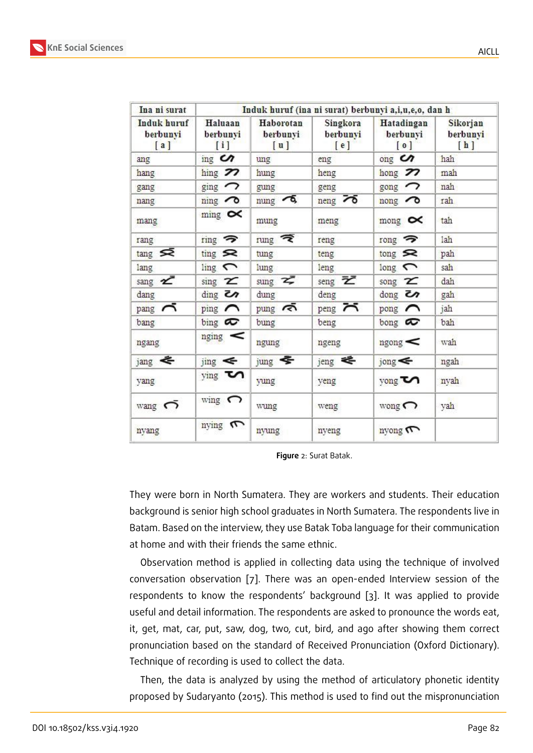| Ina ni surat | Induk huruf (ina ni surat) berbunyi a,i,u,e,o, dan h | | | | |
|---|---|---|---|---|---|
| Induk huruf berbunyi [ a ] | Haluaan berbunyi [ i ] | Haborotan berbunyi [ u ] | Singkora berbunyi [ e ] | Hatadingan berbunyi [ o ] | Sikorjan berbunyi [ h ] |
| ang | ing | ung | eng | ong | hah |
| hang | hing | hung | heng | hong | mah |
| gang | ging | gung | geng | gong | nah |
| nang | ning | nung | neng | nong | rah |
| mang | ming | mung | meng | mong | tah |
| rang | ring | rung | reng | rong | lah |
| tang | ting | tung | teng | tong | pah |
| lang | ling | lung | leng | long | sah |
| sang | sing | sung | seng | song | dah |
| dang | ding | dung | deng | dong | gah |
| pang | ping | pung | peng | pong | jah |
| bang | bing | bung | beng | bong | bah |
| ngang | nging | ngung | ngeng | ngong | wah |
| jang | jing | jung | jeng | jong | ngah |
| yang | ying | yung | yeng | yong | nyah |
| wang | wing | wung | weng | wong | yah |
| nyang | nying | nyung | nyeng | nyong | |

**Figure** 2: Surat Batak.

They were born in North Sumatera. They are workers and students. Their education background is senior high school graduates in North Sumatera. The respondents live in Batam. Based on the interview, they use Batak Toba language for their communication at home and with their friends the same ethnic.

Observation method is applied in collecting data using the technique of involved conversation observation [7]. There was an open-ended Interview session of the respondents to know the respondents' background [3]. It was applied to provide useful and detail information. The respondents are asked to pronounce the words eat, it, get, mat, car, put, saw, dog, two, cut, bird, and ago after showing them correct pronunciation based on the standard of Received Pronunciation (Oxford Dictionary). Technique of recording is used to collect the data.

Then, the data is analyzed by using the method of articulatory phonetic identity proposed by Sudaryanto (2015). This method is used to find out the mispronunciation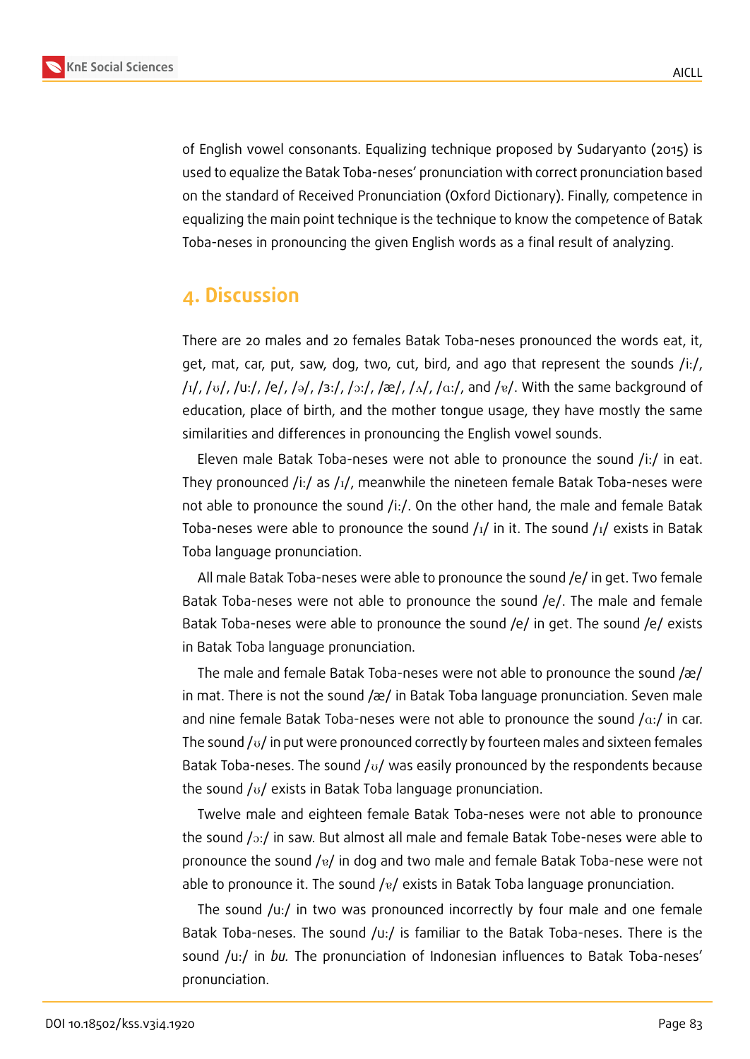of English vowel consonants. Equalizing technique proposed by Sudaryanto (2015) is used to equalize the Batak Toba-neses' pronunciation with correct pronunciation based on the standard of Received Pronunciation (Oxford Dictionary). Finally, competence in equalizing the main point technique is the technique to know the competence of Batak Toba-neses in pronouncing the given English words as a final result of analyzing.

## 4. Discussion

There are 20 males and 20 females Batak Toba-neses pronounced the words eat, it, get, mat, car, put, saw, dog, two, cut, bird, and ago that represent the sounds /i:/, /ɪ/, /ʊ/, /u:/, /e/, /ə/, /ɜ:/, /ɔ:/, /æ/, /ʌ/, /ɑ:/, and /ɐ/. With the same background of education, place of birth, and the mother tongue usage, they have mostly the same similarities and differences in pronouncing the English vowel sounds.

Eleven male Batak Toba-neses were not able to pronounce the sound /i:/ in eat. They pronounced /i:/ as /ɪ/, meanwhile the nineteen female Batak Toba-neses were not able to pronounce the sound /i:/. On the other hand, the male and female Batak Toba-neses were able to pronounce the sound /ɪ/ in it. The sound /ɪ/ exists in Batak Toba language pronunciation.

All male Batak Toba-neses were able to pronounce the sound /e/ in get. Two female Batak Toba-neses were not able to pronounce the sound /e/. The male and female Batak Toba-neses were able to pronounce the sound /e/ in get. The sound /e/ exists in Batak Toba language pronunciation.

The male and female Batak Toba-neses were not able to pronounce the sound /æ/ in mat. There is not the sound /æ/ in Batak Toba language pronunciation. Seven male and nine female Batak Toba-neses were not able to pronounce the sound /ɑ:/ in car. The sound /ʊ/ in put were pronounced correctly by fourteen males and sixteen females Batak Toba-neses. The sound /ʊ/ was easily pronounced by the respondents because the sound /ʊ/ exists in Batak Toba language pronunciation.

Twelve male and eighteen female Batak Toba-neses were not able to pronounce the sound /ɔ:/ in saw. But almost all male and female Batak Tobe-neses were able to pronounce the sound /ɐ/ in dog and two male and female Batak Toba-nese were not able to pronounce it. The sound /ɐ/ exists in Batak Toba language pronunciation.

The sound /u:/ in two was pronounced incorrectly by four male and one female Batak Toba-neses. The sound /u:/ is familiar to the Batak Toba-neses. There is the sound /u:/ in *bu*. The pronunciation of Indonesian influences to Batak Toba-neses' pronunciation.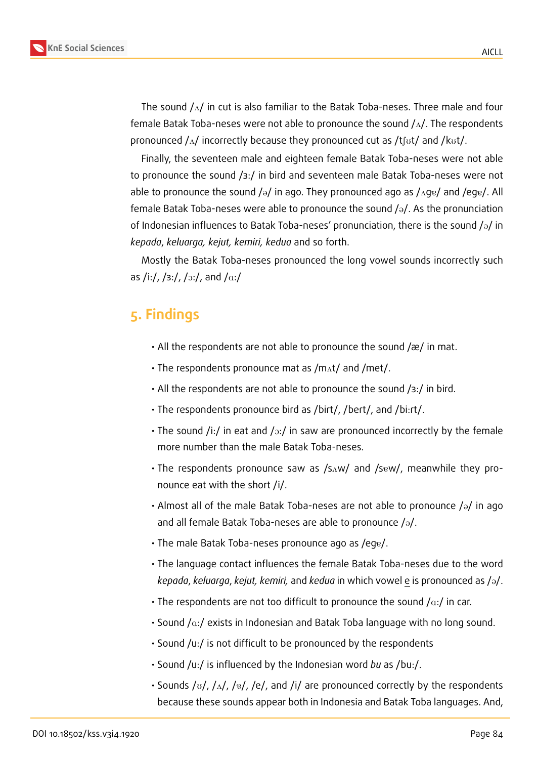The sound /ʌ/ in cut is also familiar to the Batak Toba-neses. Three male and four female Batak Toba-neses were not able to pronounce the sound /ʌ/. The respondents pronounced /ʌ/ incorrectly because they pronounced cut as /tʃʊt/ and /kʊt/.

Finally, the seventeen male and eighteen female Batak Toba-neses were not able to pronounce the sound /ɜ:/ in bird and seventeen male Batak Toba-neses were not able to pronounce the sound /ə/ in ago. They pronounced ago as /ʌgɐ/ and /egɐ/. All female Batak Toba-neses were able to pronounce the sound /ə/. As the pronunciation of Indonesian influences to Batak Toba-neses' pronunciation, there is the sound /ə/ in *kepada*, *keluarga, kejut, kemiri, kedua* and so forth.

Mostly the Batak Toba-neses pronounced the long vowel sounds incorrectly such as /i:/, /ɜ:/, /ɔ:/, and /ɑ:/

## 5. Findings

- All the respondents are not able to pronounce the sound /æ/ in mat.
- The respondents pronounce mat as /mʌt/ and /met/.
- All the respondents are not able to pronounce the sound /ɜ:/ in bird.
- The respondents pronounce bird as /birt/, /bert/, and /bi:rt/.
- The sound /i:/ in eat and /ɔ:/ in saw are pronounced incorrectly by the female more number than the male Batak Toba-neses.
- The respondents pronounce saw as /sʌw/ and /sɐw/, meanwhile they pronounce eat with the short /i/.
- Almost all of the male Batak Toba-neses are not able to pronounce /ə/ in ago and all female Batak Toba-neses are able to pronounce /ə/.
- The male Batak Toba-neses pronounce ago as /egɐ/.
- The language contact influences the female Batak Toba-neses due to the word *kepada*, *keluarga*, *kejut, kemiri,* and *kedua* in which vowel e is pronounced as /ə/.
- The respondents are not too difficult to pronounce the sound /ɑ:/ in car.
- Sound /ɑ:/ exists in Indonesian and Batak Toba language with no long sound.
- Sound /u:/ is not difficult to be pronounced by the respondents
- Sound /u:/ is influenced by the Indonesian word *bu* as /bu:/.
- Sounds /ʊ/, /ʌ/, /ɐ/, /e/, and /i/ are pronounced correctly by the respondents because these sounds appear both in Indonesia and Batak Toba languages. And,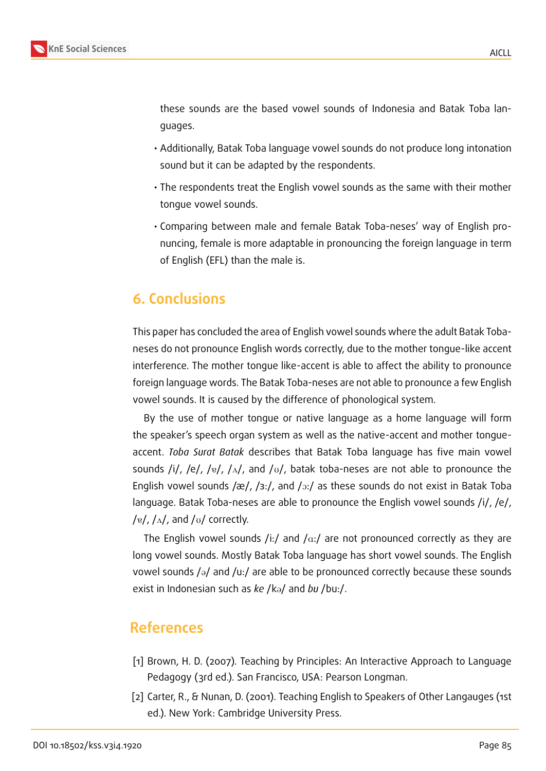these sounds are the based vowel sounds of Indonesia and Batak Toba languages.

- Additionally, Batak Toba language vowel sounds do not produce long intonation sound but it can be adapted by the respondents.
- The respondents treat the English vowel sounds as the same with their mother tongue vowel sounds.
- Comparing between male and female Batak Toba-neses' way of English pronuncing, female is more adaptable in pronouncing the foreign language in term of English (EFL) than the male is.

## 6. Conclusions

This paper has concluded the area of English vowel sounds where the adult Batak Toba-neses do not pronounce English words correctly, due to the mother tongue-like accent interference. The mother tongue like-accent is able to affect the ability to pronounce foreign language words. The Batak Toba-neses are not able to pronounce a few English vowel sounds. It is caused by the difference of phonological system.

By the use of mother tongue or native language as a home language will form the speaker's speech organ system as well as the native-accent and mother tongue-accent. *Toba Surat Batak* describes that Batak Toba language has five main vowel sounds /i/, /e/, /ɐ/, /ʌ/, and /ʊ/, batak toba-neses are not able to pronounce the English vowel sounds /æ/, /ɜ:/, and /ɔ:/ as these sounds do not exist in Batak Toba language. Batak Toba-neses are able to pronounce the English vowel sounds /i/, /e/, /ɐ/, /ʌ/, and /ʊ/ correctly.

The English vowel sounds /i:/ and /ɑ:/ are not pronounced correctly as they are long vowel sounds. Mostly Batak Toba language has short vowel sounds. The English vowel sounds /ə/ and /u:/ are able to be pronounced correctly because these sounds exist in Indonesian such as *ke* /kə/ and *bu* /bu:/.

## References

[1] Brown, H. D. (2007). Teaching by Principles: An Interactive Approach to Language Pedagogy (3rd ed.). San Francisco, USA: Pearson Longman.

[2] Carter, R., & Nunan, D. (2001). Teaching English to Speakers of Other Langauges (1st ed.). New York: Cambridge University Press.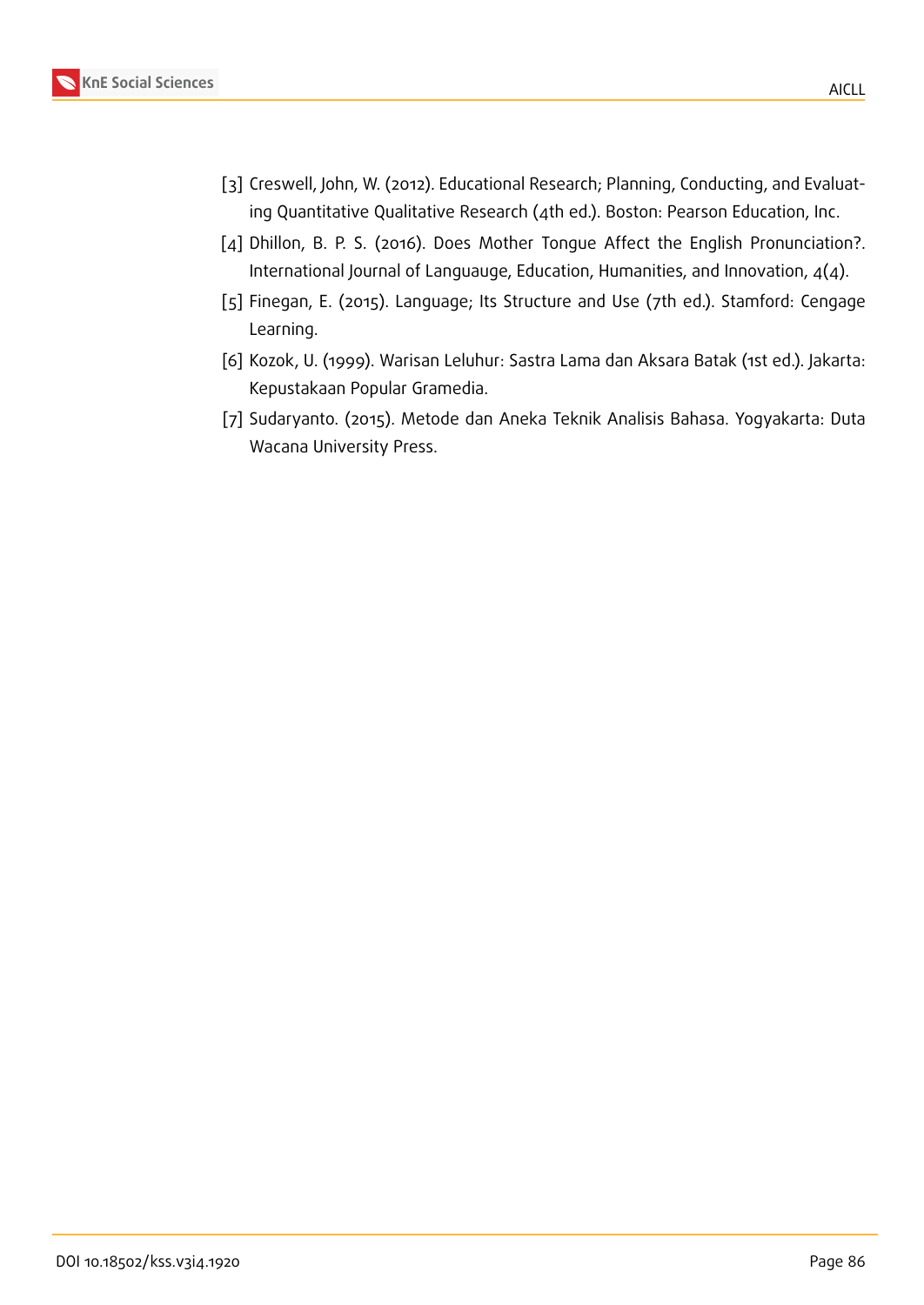[3] Creswell, John, W. (2012). Educational Research; Planning, Conducting, and Evaluating Quantitative Qualitative Research (4th ed.). Boston: Pearson Education, Inc.

[4] Dhillon, B. P. S. (2016). Does Mother Tongue Affect the English Pronunciation?. International Journal of Languauge, Education, Humanities, and Innovation, 4(4).

[5] Finegan, E. (2015). Language; Its Structure and Use (7th ed.). Stamford: Cengage Learning.

[6] Kozok, U. (1999). Warisan Leluhur: Sastra Lama dan Aksara Batak (1st ed.). Jakarta: Kepustakaan Popular Gramedia.

[7] Sudaryanto. (2015). Metode dan Aneka Teknik Analisis Bahasa. Yogyakarta: Duta Wacana University Press.